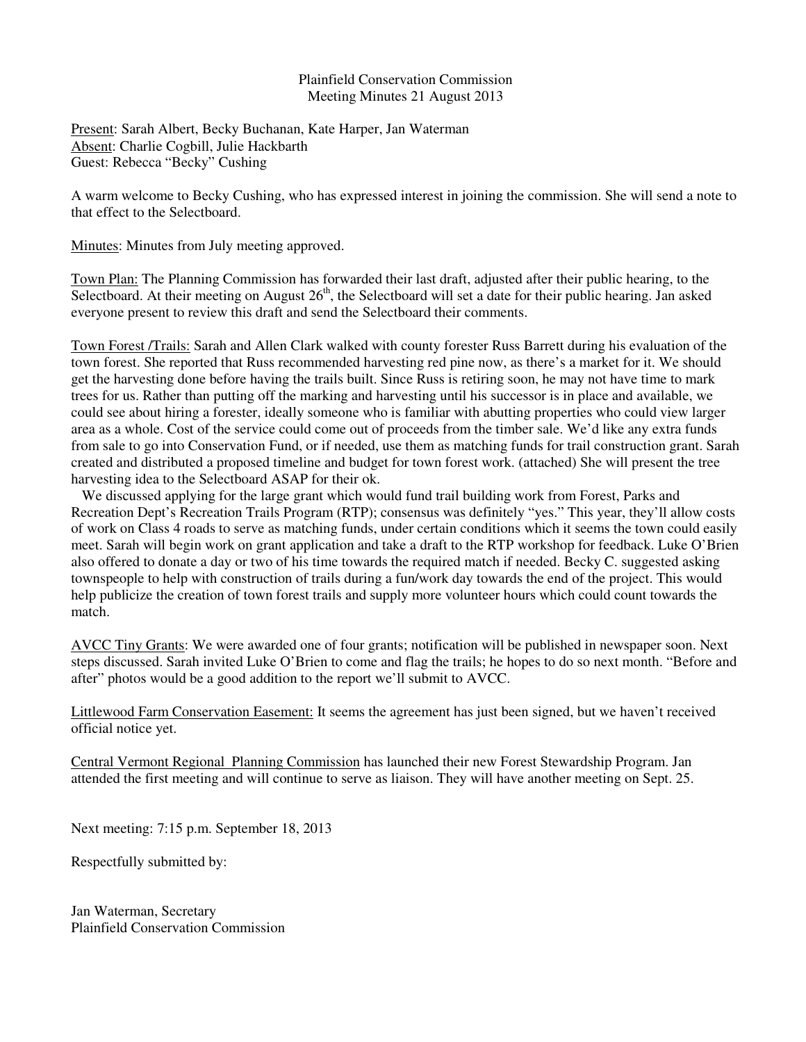Plainfield Conservation Commission
Meeting Minutes 21 August 2013

<u>Present</u>: Sarah Albert, Becky Buchanan, Kate Harper, Jan Waterman
<u>Absent</u>: Charlie Cogbill, Julie Hackbarth
Guest: Rebecca "Becky" Cushing

A warm welcome to Becky Cushing, who has expressed interest in joining the commission. She will send a note to that effect to the Selectboard.

<u>Minutes</u>: Minutes from July meeting approved.

<u>Town Plan:</u> The Planning Commission has forwarded their last draft, adjusted after their public hearing, to the Selectboard. At their meeting on August 26th, the Selectboard will set a date for their public hearing. Jan asked everyone present to review this draft and send the Selectboard their comments.

<u>Town Forest /Trails:</u> Sarah and Allen Clark walked with county forester Russ Barrett during his evaluation of the town forest. She reported that Russ recommended harvesting red pine now, as there's a market for it. We should get the harvesting done before having the trails built. Since Russ is retiring soon, he may not have time to mark trees for us. Rather than putting off the marking and harvesting until his successor is in place and available, we could see about hiring a forester, ideally someone who is familiar with abutting properties who could view larger area as a whole. Cost of the service could come out of proceeds from the timber sale. We'd like any extra funds from sale to go into Conservation Fund, or if needed, use them as matching funds for trail construction grant. Sarah created and distributed a proposed timeline and budget for town forest work. (attached) She will present the tree harvesting idea to the Selectboard ASAP for their ok.

We discussed applying for the large grant which would fund trail building work from Forest, Parks and Recreation Dept's Recreation Trails Program (RTP); consensus was definitely "yes." This year, they'll allow costs of work on Class 4 roads to serve as matching funds, under certain conditions which it seems the town could easily meet. Sarah will begin work on grant application and take a draft to the RTP workshop for feedback. Luke O'Brien also offered to donate a day or two of his time towards the required match if needed. Becky C. suggested asking townspeople to help with construction of trails during a fun/work day towards the end of the project. This would help publicize the creation of town forest trails and supply more volunteer hours which could count towards the match.

<u>AVCC Tiny Grants</u>: We were awarded one of four grants; notification will be published in newspaper soon. Next steps discussed. Sarah invited Luke O'Brien to come and flag the trails; he hopes to do so next month. "Before and after" photos would be a good addition to the report we'll submit to AVCC.

<u>Littlewood Farm Conservation Easement:</u> It seems the agreement has just been signed, but we haven't received official notice yet.

<u>Central Vermont Regional Planning Commission</u> has launched their new Forest Stewardship Program. Jan attended the first meeting and will continue to serve as liaison. They will have another meeting on Sept. 25.

Next meeting: 7:15 p.m. September 18, 2013

Respectfully submitted by:

Jan Waterman, Secretary
Plainfield Conservation Commission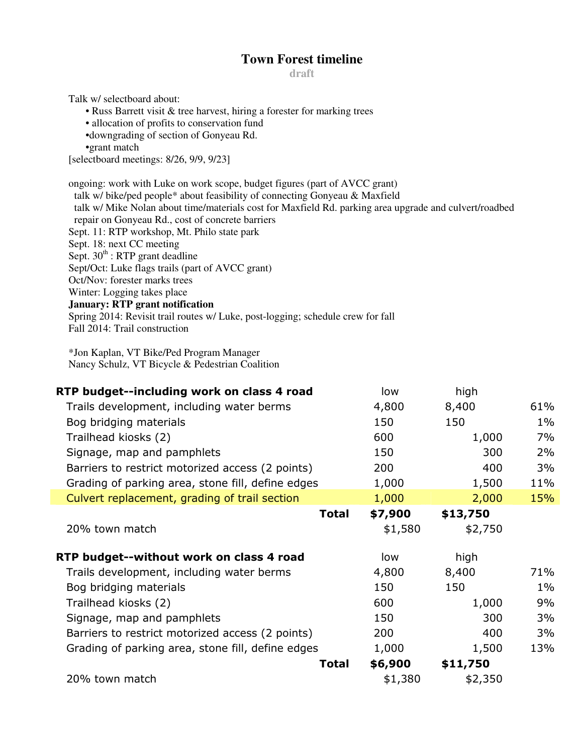# Town Forest timeline

draft

Talk w/ selectboard about:

- Russ Barrett visit & tree harvest, hiring a forester for marking trees
- allocation of profits to conservation fund
- downgrading of section of Gonyeau Rd.
- grant match

[selectboard meetings: 8/26, 9/9, 9/23]

ongoing: work with Luke on work scope, budget figures (part of AVCC grant)
talk w/ bike/ped people* about feasibility of connecting Gonyeau & Maxfield
talk w/ Mike Nolan about time/materials cost for Maxfield Rd. parking area upgrade and culvert/roadbed repair on Gonyeau Rd., cost of concrete barriers

Sept. 11: RTP workshop, Mt. Philo state park
Sept. 18: next CC meeting
Sept. 30th : RTP grant deadline
Sept/Oct: Luke flags trails (part of AVCC grant)
Oct/Nov: forester marks trees
Winter: Logging takes place
**January: RTP grant notification**
Spring 2014: Revisit trail routes w/ Luke, post-logging; schedule crew for fall
Fall 2014: Trail construction

*Jon Kaplan, VT Bike/Ped Program Manager
Nancy Schulz, VT Bicycle & Pedestrian Coalition

| **RTP budget--including work on class 4 road** | low | high | |
|---|---|---|---|
| Trails development, including water berms | 4,800 | 8,400 | 61% |
| Bog bridging materials | 150 | 150 | 1% |
| Trailhead kiosks (2) | 600 | 1,000 | 7% |
| Signage, map and pamphlets | 150 | 300 | 2% |
| Barriers to restrict motorized access (2 points) | 200 | 400 | 3% |
| Grading of parking area, stone fill, define edges | 1,000 | 1,500 | 11% |
| Culvert replacement, grading of trail section | 1,000 | 2,000 | 15% |
| **Total** | **$7,900** | **$13,750** | |
| 20% town match | $1,580 | $2,750 | |

| **RTP budget--without work on class 4 road** | low | high | |
|---|---|---|---|
| Trails development, including water berms | 4,800 | 8,400 | 71% |
| Bog bridging materials | 150 | 150 | 1% |
| Trailhead kiosks (2) | 600 | 1,000 | 9% |
| Signage, map and pamphlets | 150 | 300 | 3% |
| Barriers to restrict motorized access (2 points) | 200 | 400 | 3% |
| Grading of parking area, stone fill, define edges | 1,000 | 1,500 | 13% |
| **Total** | **$6,900** | **$11,750** | |
| 20% town match | $1,380 | $2,350 | |